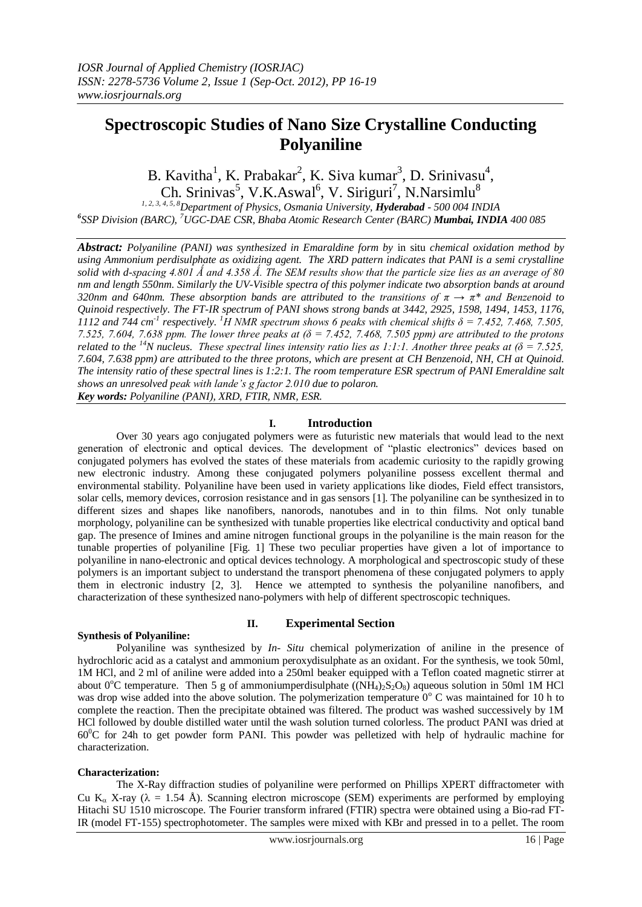# Spectroscopic Studies of Nano Size Crystalline Conducting Polyaniline

B. Kavitha[1], K. Prabakar[2], K. Siva kumar[3], D. Srinivasu[4], Ch. Srinivas[5], V.K.Aswal[6], V. Siriguri[7], N.Narsimlu[8]

[1, 2, 3, 4, 5, 8]Department of Physics, Osmania University, **Hyderabad** - 500 004 INDIA
[6]SSP Division (BARC), [7]UGC-DAE CSR, Bhaba Atomic Research Center (BARC) **Mumbai, INDIA** 400 085

***Abstract:*** *Polyaniline (PANI) was synthesized in Emaraldine form by in situ chemical oxidation method by using Ammonium perdisulphate as oxidizing agent. The XRD pattern indicates that PANI is a semi crystalline solid with d-spacing 4.801 Å and 4.358 Å. The SEM results show that the particle size lies as an average of 80 nm and length 550nm. Similarly the UV-Visible spectra of this polymer indicate two absorption bands at around 320nm and 640nm. These absorption bands are attributed to the transitions of $\pi \rightarrow \pi^*$ and Benzenoid to Quinoid respectively. The FT-IR spectrum of PANI shows strong bands at 3442, 2925, 1598, 1494, 1453, 1176, 1112 and 744 $cm^{-1}$ respectively. $^{1}H$ NMR spectrum shows 6 peaks with chemical shifts $\delta$ = 7.452, 7.468, 7.505, 7.525, 7.604, 7.638 ppm. The lower three peaks at ($\delta$ = 7.452, 7.468, 7.505 ppm) are attributed to the protons related to the $^{14}N$ nucleus. These spectral lines intensity ratio lies as 1:1:1. Another three peaks at ($\delta$ = 7.525, 7.604, 7.638 ppm) are attributed to the three protons, which are present at CH Benzenoid, NH, CH at Quinoid. The intensity ratio of these spectral lines is 1:2:1. The room temperature ESR spectrum of PANI Emeraldine salt shows an unresolved peak with lande's g factor 2.010 due to polaron.*

***Key words:*** *Polyaniline (PANI), XRD, FTIR, NMR, ESR.*

## I. Introduction

Over 30 years ago conjugated polymers were as futuristic new materials that would lead to the next generation of electronic and optical devices. The development of "plastic electronics" devices based on conjugated polymers has evolved the states of these materials from academic curiosity to the rapidly growing new electronic industry. Among these conjugated polymers polyaniline possess excellent thermal and environmental stability. Polyaniline have been used in variety applications like diodes, Field effect transistors, solar cells, memory devices, corrosion resistance and in gas sensors [1]. The polyaniline can be synthesized in to different sizes and shapes like nanofibers, nanorods, nanotubes and in to thin films. Not only tunable morphology, polyaniline can be synthesized with tunable properties like electrical conductivity and optical band gap. The presence of Imines and amine nitrogen functional groups in the polyaniline is the main reason for the tunable properties of polyaniline [Fig. 1] These two peculiar properties have given a lot of importance to polyaniline in nano-electronic and optical devices technology. A morphological and spectroscopic study of these polymers is an important subject to understand the transport phenomena of these conjugated polymers to apply them in electronic industry [2, 3]. Hence we attempted to synthesis the polyaniline nanofibers, and characterization of these synthesized nano-polymers with help of different spectroscopic techniques.

## II. Experimental Section

**Synthesis of Polyaniline:**

Polyaniline was synthesized by *In- Situ* chemical polymerization of aniline in the presence of hydrochloric acid as a catalyst and ammonium peroxydisulphate as an oxidant. For the synthesis, we took 50ml, 1M HCl, and 2 ml of aniline were added into a 250ml beaker equipped with a Teflon coated magnetic stirrer at about $0^{o}$C temperature. Then 5 g of ammoniumperdisulphate ($(NH_4)_2S_2O_8$) aqueous solution in 50ml 1M HCl was drop wise added into the above solution. The polymerization temperature $0^{o}$ C was maintained for 10 h to complete the reaction. Then the precipitate obtained was filtered. The product was washed successively by 1M HCl followed by double distilled water until the wash solution turned colorless. The product PANI was dried at $60^{0}$C for 24h to get powder form PANI. This powder was pelletized with help of hydraulic machine for characterization.

**Characterization:**

The X-Ray diffraction studies of polyaniline were performed on Phillips XPERT diffractometer with Cu $K_\alpha$ X-ray ($\lambda$ = 1.54 Å). Scanning electron microscope (SEM) experiments are performed by employing Hitachi SU 1510 microscope. The Fourier transform infrared (FTIR) spectra were obtained using a Bio-rad FT-IR (model FT-155) spectrophotometer. The samples were mixed with KBr and pressed in to a pellet. The room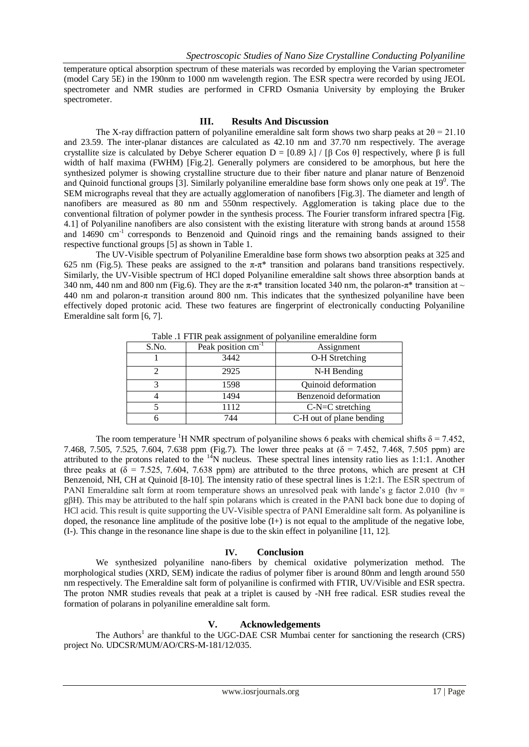temperature optical absorption spectrum of these materials was recorded by employing the Varian spectrometer (model Cary 5E) in the 190nm to 1000 nm wavelength region. The ESR spectra were recorded by using JEOL spectrometer and NMR studies are performed in CFRD Osmania University by employing the Bruker spectrometer.

## III. Results And Discussion

The X-ray diffraction pattern of polyaniline emeraldine salt form shows two sharp peaks at $2\theta = 21.10$ and 23.59. The inter-planar distances are calculated as 42.10 nm and 37.70 nm respectively. The average crystallite size is calculated by Debye Scherer equation $D = [0.89\ \lambda] / [\beta \text{ Cos } \theta]$ respectively, where $\beta$ is full width of half maxima (FWHM) [Fig.2]. Generally polymers are considered to be amorphous, but here the synthesized polymer is showing crystalline structure due to their fiber nature and planar nature of Benzenoid and Quinoid functional groups [3]. Similarly polyaniline emeraldine base form shows only one peak at $19^0$. The SEM micrographs reveal that they are actually agglomeration of nanofibers [Fig.3]. The diameter and length of nanofibers are measured as 80 nm and 550nm respectively. Agglomeration is taking place due to the conventional filtration of polymer powder in the synthesis process. The Fourier transform infrared spectra [Fig. 4.1] of Polyaniline nanofibers are also consistent with the existing literature with strong bands at around 1558 and 14690 $cm^{-1}$ corresponds to Benzenoid and Quinoid rings and the remaining bands assigned to their respective functional groups [5] as shown in Table 1.

The UV-Visible spectrum of Polyaniline Emeraldine base form shows two absorption peaks at 325 and 625 nm (Fig.5). These peaks are assigned to the $\pi$-$\pi$* transition and polarans band transitions respectively. Similarly, the UV-Visible spectrum of HCl doped Polyaniline emeraldine salt shows three absorption bands at 340 nm, 440 nm and 800 nm (Fig.6). They are the $\pi$-$\pi$* transition located 340 nm, the polaron-$\pi$* transition at ~ 440 nm and polaron-$\pi$ transition around 800 nm. This indicates that the synthesized polyaniline have been effectively doped protonic acid. These two features are fingerprint of electronically conducting Polyaniline Emeraldine salt form [6, 7].

Table .1 FTIR peak assignment of polyaniline emeraldine form

| S.No. | Peak position $cm^{-1}$ | Assignment |
|---|---|---|
| 1 | 3442 | O-H Stretching |
| 2 | 2925 | N-H Bending |
| 3 | 1598 | Quinoid deformation |
| 4 | 1494 | Benzenoid deformation |
| 5 | 1112 | C-N=C stretching |
| 6 | 744 | C-H out of plane bending |

The room temperature $^1$H NMR spectrum of polyaniline shows 6 peaks with chemical shifts $\delta = 7.452$, 7.468, 7.505, 7.525, 7.604, 7.638 ppm (Fig.7). The lower three peaks at ($\delta = 7.452$, 7.468, 7.505 ppm) are attributed to the protons related to the $^{14}$N nucleus. These spectral lines intensity ratio lies as 1:1:1. Another three peaks at ($\delta = 7.525$, 7.604, 7.638 ppm) are attributed to the three protons, which are present at CH Benzenoid, NH, CH at Quinoid [8-10]. The intensity ratio of these spectral lines is 1:2:1. The ESR spectrum of PANI Emeraldine salt form at room temperature shows an unresolved peak with lande's g factor 2.010 ($h\nu = g\beta H$). This may be attributed to the half spin polarans which is created in the PANI back bone due to doping of HCl acid. This result is quite supporting the UV-Visible spectra of PANI Emeraldine salt form. As polyaniline is doped, the resonance line amplitude of the positive lobe (I+) is not equal to the amplitude of the negative lobe, (I-). This change in the resonance line shape is due to the skin effect in polyaniline [11, 12].

## IV. Conclusion

We synthesized polyaniline nano-fibers by chemical oxidative polymerization method. The morphological studies (XRD, SEM) indicate the radius of polymer fiber is around 80nm and length around 550 nm respectively. The Emeraldine salt form of polyaniline is confirmed with FTIR, UV/Visible and ESR spectra. The proton NMR studies reveals that peak at a triplet is caused by -NH free radical. ESR studies reveal the formation of polarans in polyaniline emeraldine salt form.

## V. Acknowledgements

The Authors[1] are thankful to the UGC-DAE CSR Mumbai center for sanctioning the research (CRS) project No. UDCSR/MUM/AO/CRS-M-181/12/035.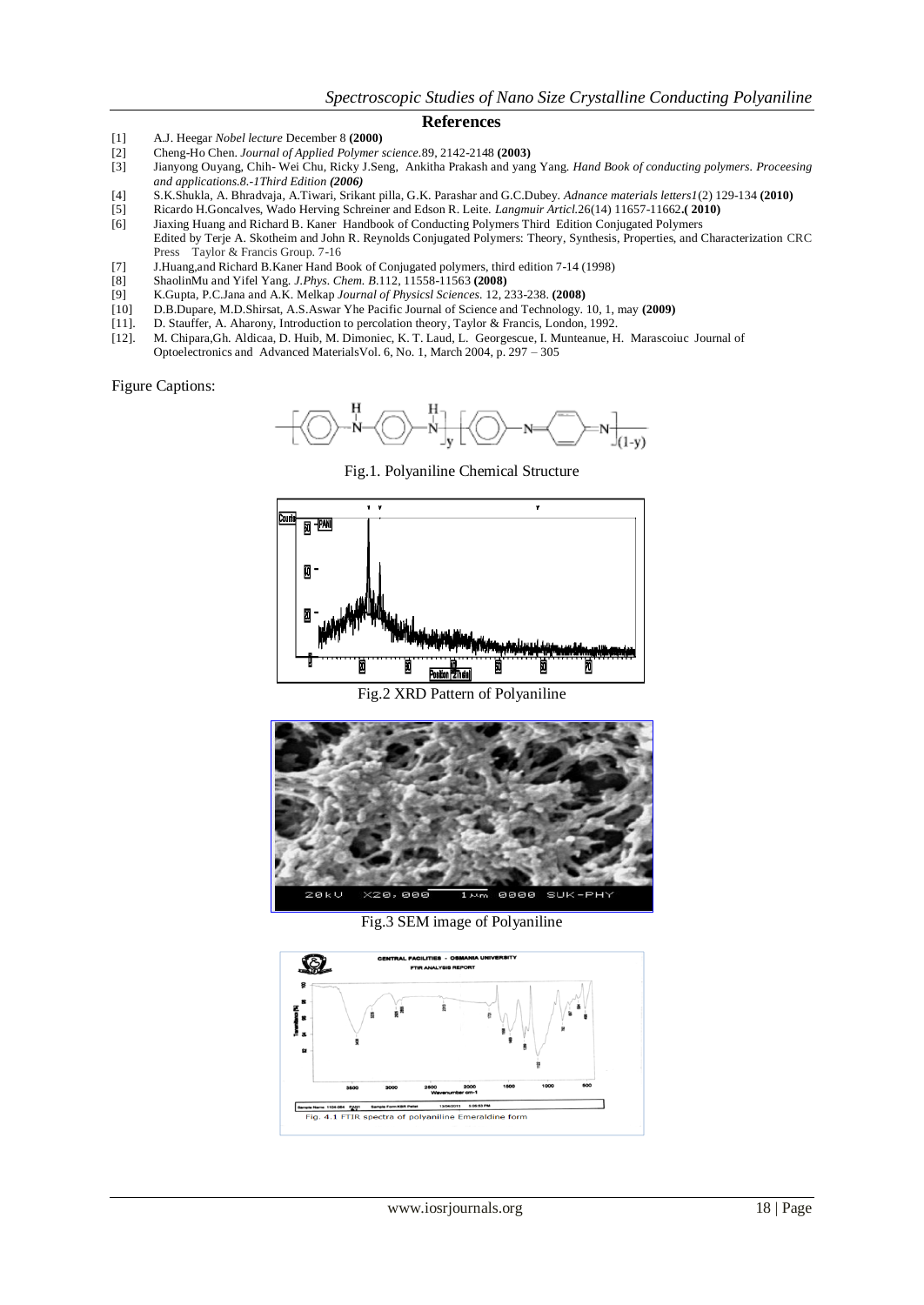## References

[1] A.J. Heegar *Nobel lecture* December 8 **(2000)**
[2] Cheng-Ho Chen. *Journal of Applied Polymer science*.89, 2142-2148 **(2003)**
[3] Jianyong Ouyang, Chih- Wei Chu, Ricky J.Seng, Ankitha Prakash and yang Yang. *Hand Book of conducting polymers. Proceesing and applications.8.-1Third Edition* ***(2006)***
[4] S.K.Shukla, A. Bhradvaja, A.Tiwari, Srikant pilla, G.K. Parashar and G.C.Dubey. *Adnance materials letters1*(2) 129-134 **(2010)**
[5] Ricardo H.Goncalves, Wado Herving Schreiner and Edson R. Leite. *Langmuir Articl*.26(14) 11657-11662**.( 2010)**
[6] Jiaxing Huang and Richard B. Kaner Handbook of Conducting Polymers Third Edition Conjugated Polymers Edited by Terje A. Skotheim and John R. Reynolds Conjugated Polymers: Theory, Synthesis, Properties, and Characterization CRC Press Taylor & Francis Group. 7-16
[7] J.Huang,and Richard B.Kaner Hand Book of Conjugated polymers, third edition 7-14 (1998)
[8] ShaolinMu and Yifel Yang. *J.Phys. Chem. B*.112, 11558-11563 **(2008)**
[9] K.Gupta, P.C.Jana and A.K. Melkap *Journal of Physicsl Sciences*. 12, 233-238. **(2008)**
[10] D.B.Dupare, M.D.Shirsat, A.S.Aswar Yhe Pacific Journal of Science and Technology. 10, 1, may **(2009)**
[11]. D. Stauffer, A. Aharony, Introduction to percolation theory, Taylor & Francis, London, 1992.
[12]. M. Chipara,Gh. Aldicaa, D. Huib, M. Dimoniec, K. T. Laud, L. Georgescue, I. Munteanue, H. Marascoiuc Journal of Optoelectronics and Advanced MaterialsVol. 6, No. 1, March 2004, p. 297 – 305

Figure Captions:

Fig.1. Polyaniline Chemical Structure

Fig.2 XRD Pattern of Polyaniline

Fig.3 SEM image of Polyaniline

Fig. 4.1 FTIR spectra of polyaniline Emeraldine form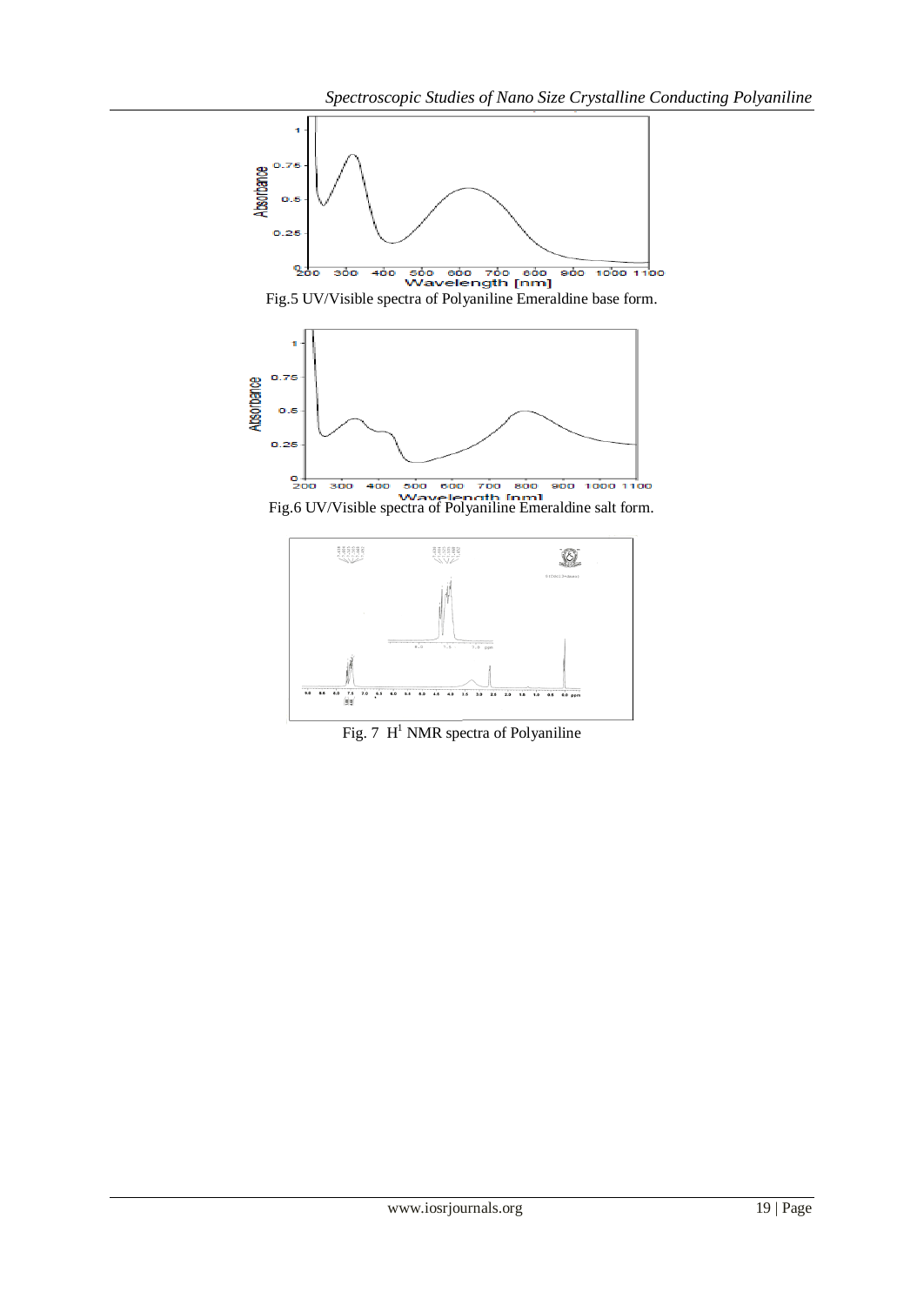Absorbance

1

0.75

0.5

0.25

0

200 300 400 500 600 700 800 900 1000 1100

Wavelength [nm]

Fig.5 UV/Visible spectra of Polyaniline Emeraldine base form.

Absorbance

1

0.75

0.5

0.25

0

200 300 400 500 600 700 800 900 1000 1100

Wavelength [nm]

Fig.6 UV/Visible spectra of Polyaniline Emeraldine salt form.

8.0 7.5 7.0 ppm

9.0 8.5 8.0 7.5 7.0 6.5 6.0 5.5 5.0 4.5 4.0 3.5 3.0 2.5 2.0 1.5 1.0 0.5 0.0 ppm

Fig. 7 $H^1$ NMR spectra of Polyaniline